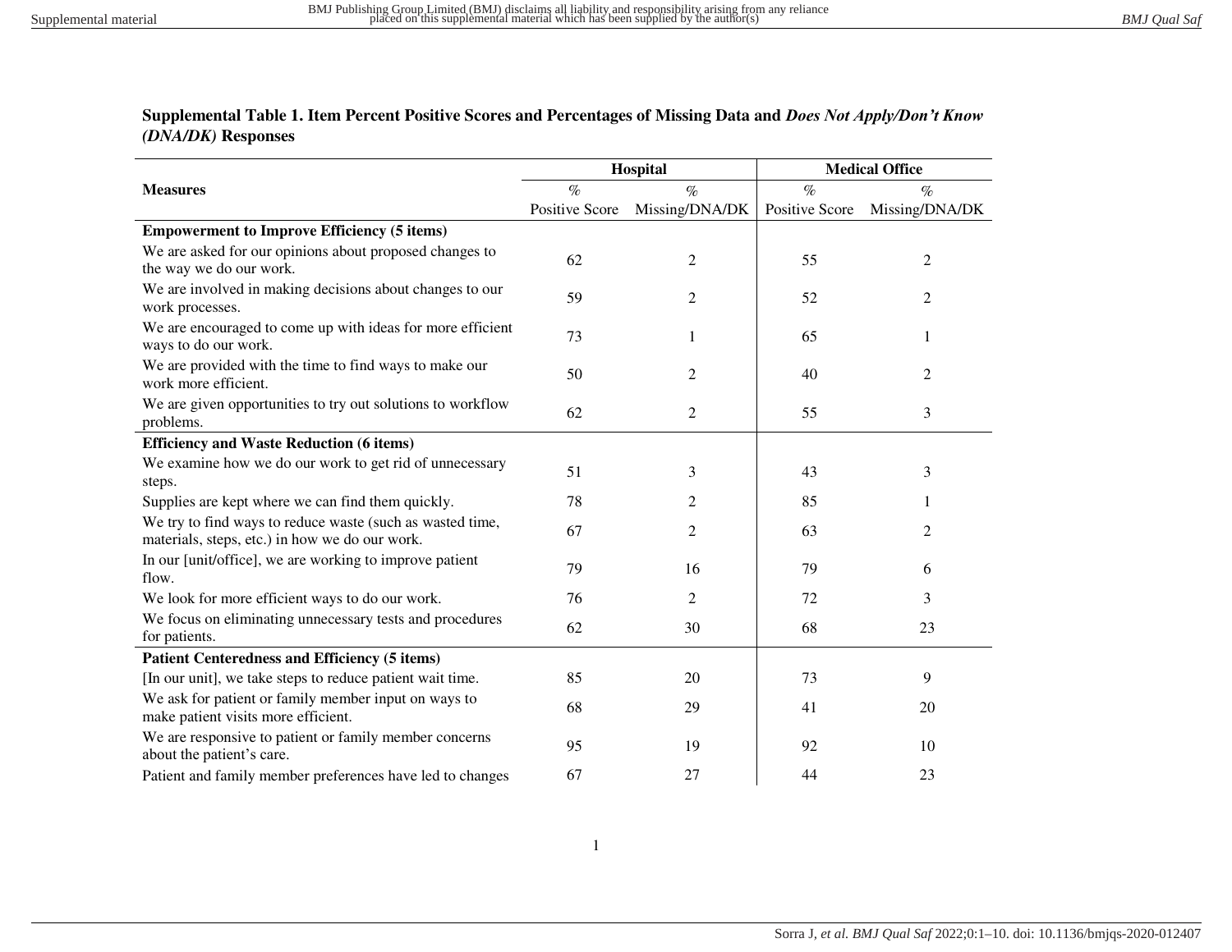**Supplemental Table 1. Item Percent Positive Scores and Percentages of Missing Data and *Does Not Apply/Don't Know (DNA/DK)* Responses**

| Measures | Hospital | | Medical Office | |
|---|---|---|---|---|
| | % Positive Score | % Missing/DNA/DK | % Positive Score | % Missing/DNA/DK |
| **Empowerment to Improve Efficiency (5 items)** | | | | |
| We are asked for our opinions about proposed changes to the way we do our work. | 62 | 2 | 55 | 2 |
| We are involved in making decisions about changes to our work processes. | 59 | 2 | 52 | 2 |
| We are encouraged to come up with ideas for more efficient ways to do our work. | 73 | 1 | 65 | 1 |
| We are provided with the time to find ways to make our work more efficient. | 50 | 2 | 40 | 2 |
| We are given opportunities to try out solutions to workflow problems. | 62 | 2 | 55 | 3 |
| **Efficiency and Waste Reduction (6 items)** | | | | |
| We examine how we do our work to get rid of unnecessary steps. | 51 | 3 | 43 | 3 |
| Supplies are kept where we can find them quickly. | 78 | 2 | 85 | 1 |
| We try to find ways to reduce waste (such as wasted time, materials, steps, etc.) in how we do our work. | 67 | 2 | 63 | 2 |
| In our [unit/office], we are working to improve patient flow. | 79 | 16 | 79 | 6 |
| We look for more efficient ways to do our work. | 76 | 2 | 72 | 3 |
| We focus on eliminating unnecessary tests and procedures for patients. | 62 | 30 | 68 | 23 |
| **Patient Centeredness and Efficiency (5 items)** | | | | |
| [In our unit], we take steps to reduce patient wait time. | 85 | 20 | 73 | 9 |
| We ask for patient or family member input on ways to make patient visits more efficient. | 68 | 29 | 41 | 20 |
| We are responsive to patient or family member concerns about the patient's care. | 95 | 19 | 92 | 10 |
| Patient and family member preferences have led to changes | 67 | 27 | 44 | 23 |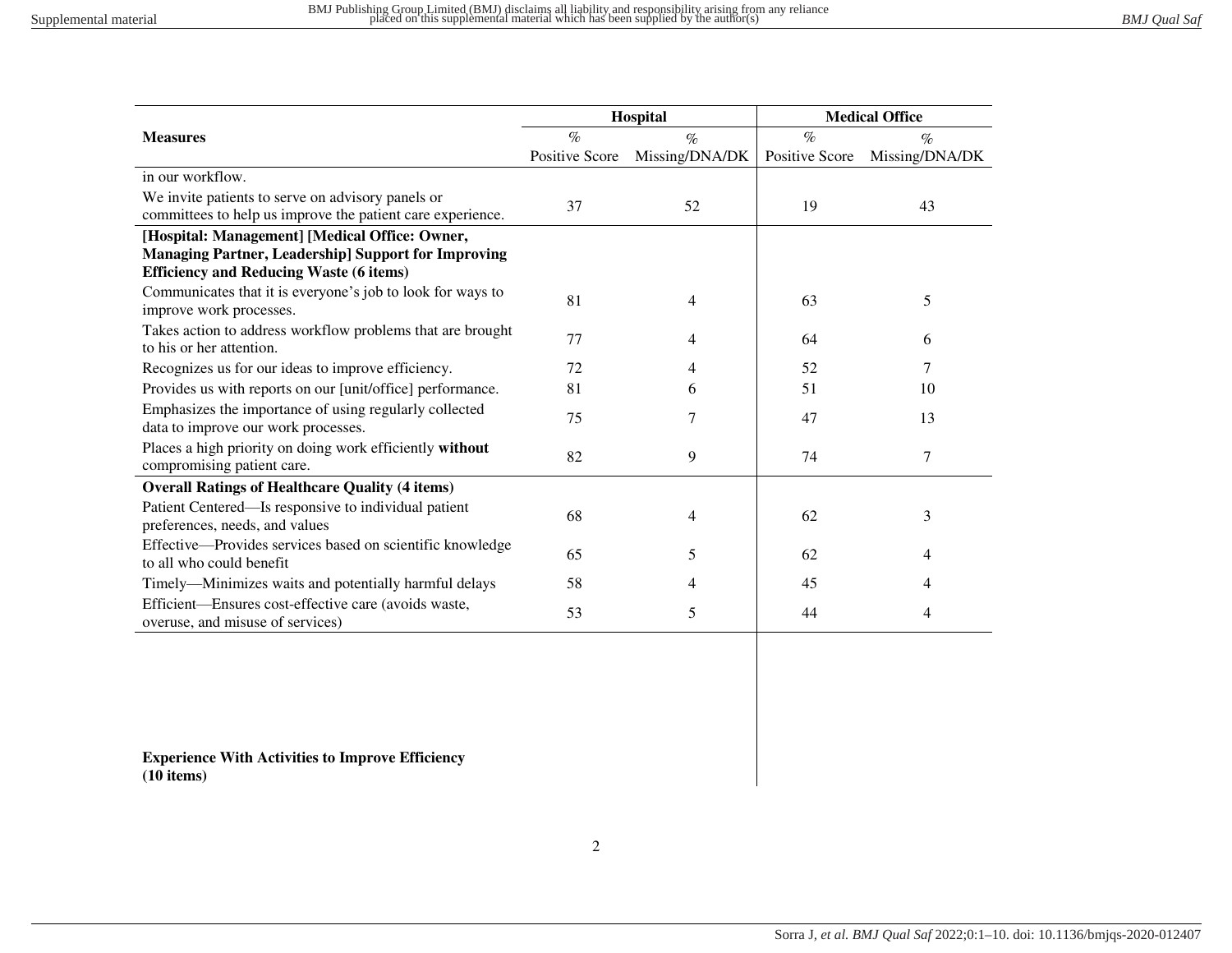| Measures | Hospital | | Medical Office | |
|---|---|---|---|---|
| | % Positive Score | % Missing/DNA/DK | % Positive Score | % Missing/DNA/DK |
| in our workflow. | | | | |
| We invite patients to serve on advisory panels or committees to help us improve the patient care experience. | 37 | 52 | 19 | 43 |
| **[Hospital: Management] [Medical Office: Owner, Managing Partner, Leadership] Support for Improving Efficiency and Reducing Waste (6 items)** | | | | |
| Communicates that it is everyone's job to look for ways to improve work processes. | 81 | 4 | 63 | 5 |
| Takes action to address workflow problems that are brought to his or her attention. | 77 | 4 | 64 | 6 |
| Recognizes us for our ideas to improve efficiency. | 72 | 4 | 52 | 7 |
| Provides us with reports on our [unit/office] performance. | 81 | 6 | 51 | 10 |
| Emphasizes the importance of using regularly collected data to improve our work processes. | 75 | 7 | 47 | 13 |
| Places a high priority on doing work efficiently **without** compromising patient care. | 82 | 9 | 74 | 7 |
| **Overall Ratings of Healthcare Quality (4 items)** | | | | |
| Patient Centered—Is responsive to individual patient preferences, needs, and values | 68 | 4 | 62 | 3 |
| Effective—Provides services based on scientific knowledge to all who could benefit | 65 | 5 | 62 | 4 |
| Timely—Minimizes waits and potentially harmful delays | 58 | 4 | 45 | 4 |
| Efficient—Ensures cost-effective care (avoids waste, overuse, and misuse of services) | 53 | 5 | 44 | 4 |
| **Experience With Activities to Improve Efficiency (10 items)** | | | | |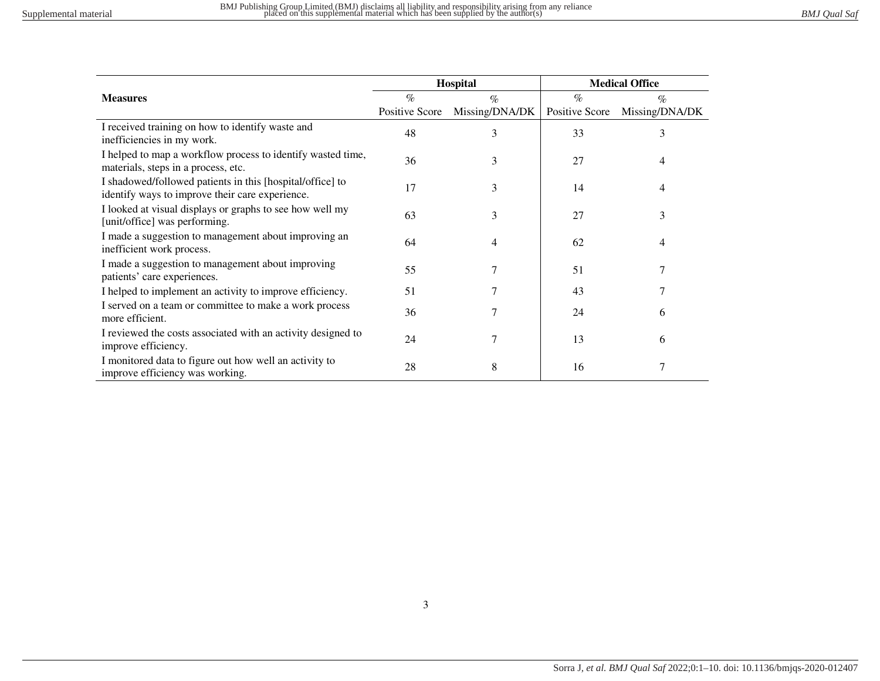| Measures | Hospital | | Medical Office | |
|---|---|---|---|---|
| | % Positive Score | % Missing/DNA/DK | % Positive Score | % Missing/DNA/DK |
| I received training on how to identify waste and inefficiencies in my work. | 48 | 3 | 33 | 3 |
| I helped to map a workflow process to identify wasted time, materials, steps in a process, etc. | 36 | 3 | 27 | 4 |
| I shadowed/followed patients in this [hospital/office] to identify ways to improve their care experience. | 17 | 3 | 14 | 4 |
| I looked at visual displays or graphs to see how well my [unit/office] was performing. | 63 | 3 | 27 | 3 |
| I made a suggestion to management about improving an inefficient work process. | 64 | 4 | 62 | 4 |
| I made a suggestion to management about improving patients' care experiences. | 55 | 7 | 51 | 7 |
| I helped to implement an activity to improve efficiency. | 51 | 7 | 43 | 7 |
| I served on a team or committee to make a work process more efficient. | 36 | 7 | 24 | 6 |
| I reviewed the costs associated with an activity designed to improve efficiency. | 24 | 7 | 13 | 6 |
| I monitored data to figure out how well an activity to improve efficiency was working. | 28 | 8 | 16 | 7 |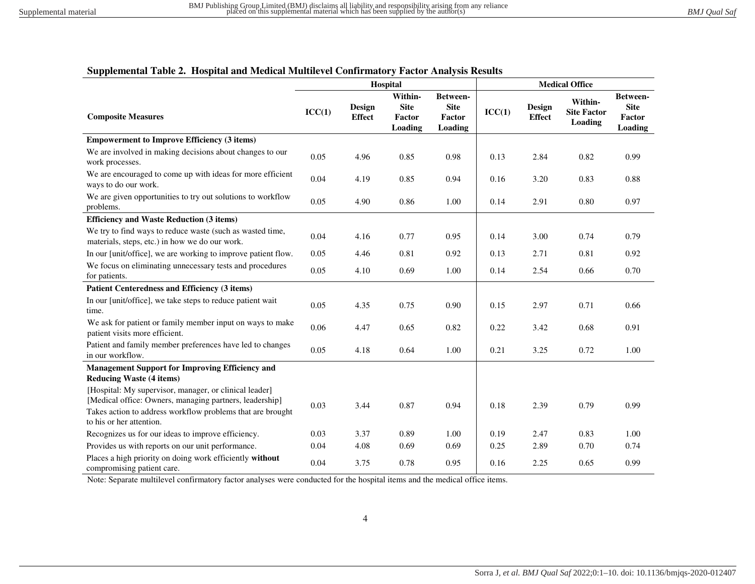## Supplemental Table 2. Hospital and Medical Multilevel Confirmatory Factor Analysis Results

| | Hospital | | | | Medical Office | | | |
|---|---|---|---|---|---|---|---|---|
| **Composite Measures** | **ICC(1)** | **Design Effect** | **Within-Site Factor Loading** | **Between-Site Factor Loading** | **ICC(1)** | **Design Effect** | **Within-Site Factor Loading** | **Between-Site Factor Loading** |
| **Empowerment to Improve Efficiency (3 items)** | | | | | | | | |
| We are involved in making decisions about changes to our work processes. | 0.05 | 4.96 | 0.85 | 0.98 | 0.13 | 2.84 | 0.82 | 0.99 |
| We are encouraged to come up with ideas for more efficient ways to do our work. | 0.04 | 4.19 | 0.85 | 0.94 | 0.16 | 3.20 | 0.83 | 0.88 |
| We are given opportunities to try out solutions to workflow problems. | 0.05 | 4.90 | 0.86 | 1.00 | 0.14 | 2.91 | 0.80 | 0.97 |
| **Efficiency and Waste Reduction (3 items)** | | | | | | | | |
| We try to find ways to reduce waste (such as wasted time, materials, steps, etc.) in how we do our work. | 0.04 | 4.16 | 0.77 | 0.95 | 0.14 | 3.00 | 0.74 | 0.79 |
| In our [unit/office], we are working to improve patient flow. | 0.05 | 4.46 | 0.81 | 0.92 | 0.13 | 2.71 | 0.81 | 0.92 |
| We focus on eliminating unnecessary tests and procedures for patients. | 0.05 | 4.10 | 0.69 | 1.00 | 0.14 | 2.54 | 0.66 | 0.70 |
| **Patient Centeredness and Efficiency (3 items)** | | | | | | | | |
| In our [unit/office], we take steps to reduce patient wait time. | 0.05 | 4.35 | 0.75 | 0.90 | 0.15 | 2.97 | 0.71 | 0.66 |
| We ask for patient or family member input on ways to make patient visits more efficient. | 0.06 | 4.47 | 0.65 | 0.82 | 0.22 | 3.42 | 0.68 | 0.91 |
| Patient and family member preferences have led to changes in our workflow. | 0.05 | 4.18 | 0.64 | 1.00 | 0.21 | 3.25 | 0.72 | 1.00 |
| **Management Support for Improving Efficiency and Reducing Waste (4 items)** | | | | | | | | |
| [Hospital: My supervisor, manager, or clinical leader] [Medical office: Owners, managing partners, leadership] Takes action to address workflow problems that are brought to his or her attention. | 0.03 | 3.44 | 0.87 | 0.94 | 0.18 | 2.39 | 0.79 | 0.99 |
| Recognizes us for our ideas to improve efficiency. | 0.03 | 3.37 | 0.89 | 1.00 | 0.19 | 2.47 | 0.83 | 1.00 |
| Provides us with reports on our unit performance. | 0.04 | 4.08 | 0.69 | 0.69 | 0.25 | 2.89 | 0.70 | 0.74 |
| Places a high priority on doing work efficiently **without** compromising patient care. | 0.04 | 3.75 | 0.78 | 0.95 | 0.16 | 2.25 | 0.65 | 0.99 |

Note: Separate multilevel confirmatory factor analyses were conducted for the hospital items and the medical office items.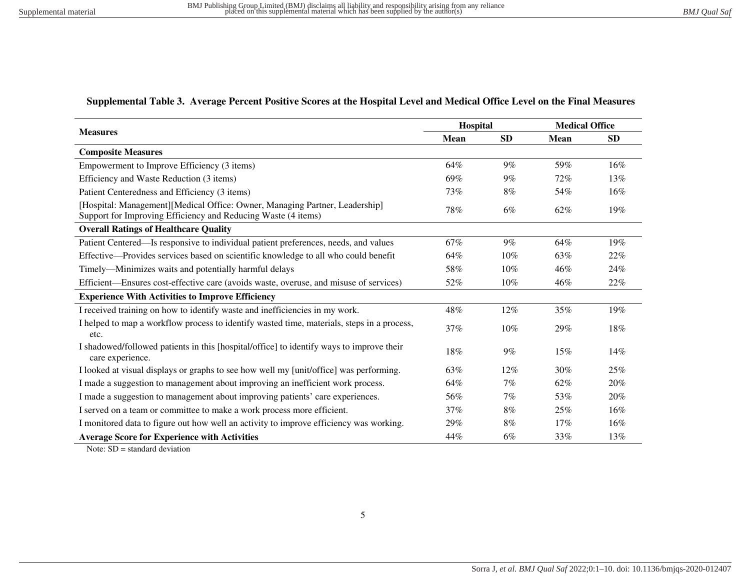**Supplemental Table 3. Average Percent Positive Scores at the Hospital Level and Medical Office Level on the Final Measures**

| Measures | Hospital | | Medical Office | |
|---|---|---|---|---|
| | Mean | SD | Mean | SD |
| **Composite Measures** | | | | |
| Empowerment to Improve Efficiency (3 items) | 64% | 9% | 59% | 16% |
| Efficiency and Waste Reduction (3 items) | 69% | 9% | 72% | 13% |
| Patient Centeredness and Efficiency (3 items) | 73% | 8% | 54% | 16% |
| [Hospital: Management][Medical Office: Owner, Managing Partner, Leadership] Support for Improving Efficiency and Reducing Waste (4 items) | 78% | 6% | 62% | 19% |
| **Overall Ratings of Healthcare Quality** | | | | |
| Patient Centered—Is responsive to individual patient preferences, needs, and values | 67% | 9% | 64% | 19% |
| Effective—Provides services based on scientific knowledge to all who could benefit | 64% | 10% | 63% | 22% |
| Timely—Minimizes waits and potentially harmful delays | 58% | 10% | 46% | 24% |
| Efficient—Ensures cost-effective care (avoids waste, overuse, and misuse of services) | 52% | 10% | 46% | 22% |
| **Experience With Activities to Improve Efficiency** | | | | |
| I received training on how to identify waste and inefficiencies in my work. | 48% | 12% | 35% | 19% |
| I helped to map a workflow process to identify wasted time, materials, steps in a process, etc. | 37% | 10% | 29% | 18% |
| I shadowed/followed patients in this [hospital/office] to identify ways to improve their care experience. | 18% | 9% | 15% | 14% |
| I looked at visual displays or graphs to see how well my [unit/office] was performing. | 63% | 12% | 30% | 25% |
| I made a suggestion to management about improving an inefficient work process. | 64% | 7% | 62% | 20% |
| I made a suggestion to management about improving patients' care experiences. | 56% | 7% | 53% | 20% |
| I served on a team or committee to make a work process more efficient. | 37% | 8% | 25% | 16% |
| I monitored data to figure out how well an activity to improve efficiency was working. | 29% | 8% | 17% | 16% |
| **Average Score for Experience with Activities** | 44% | 6% | 33% | 13% |

Note: SD = standard deviation